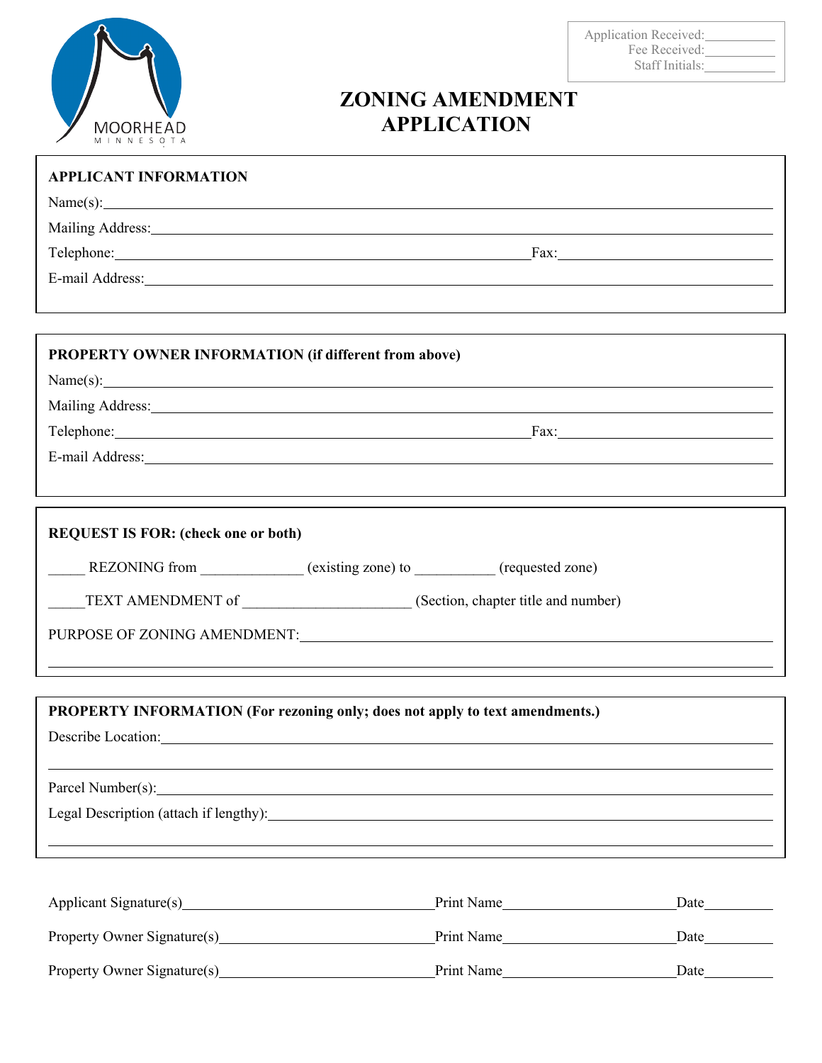Application Received:__________
Fee Received:__________
Staff Initials:__________

MOORHEAD MINNESOTA

# ZONING AMENDMENT APPLICATION

**APPLICANT INFORMATION**

Name(s):______________________________________________

Mailing Address:______________________________________________

Telephone:______________________________ Fax:____________________

E-mail Address:______________________________________________

**PROPERTY OWNER INFORMATION (if different from above)**

Name(s):______________________________________________

Mailing Address:______________________________________________

Telephone:______________________________ Fax:____________________

E-mail Address:______________________________________________

**REQUEST IS FOR: (check one or both)**

_____ REZONING from ______________ (existing zone) to ___________ (requested zone)

_____TEXT AMENDMENT of ______________________ (Section, chapter title and number)

PURPOSE OF ZONING AMENDMENT:______________________________________________

______________________________________________

**PROPERTY INFORMATION (For rezoning only; does not apply to text amendments.)**

Describe Location:______________________________________________

______________________________________________

Parcel Number(s):______________________________________________

Legal Description (attach if lengthy):______________________________________________

______________________________________________

Applicant Signature(s)______________________ Print Name____________________ Date__________

Property Owner Signature(s)______________________ Print Name____________________ Date__________

Property Owner Signature(s)______________________ Print Name____________________ Date__________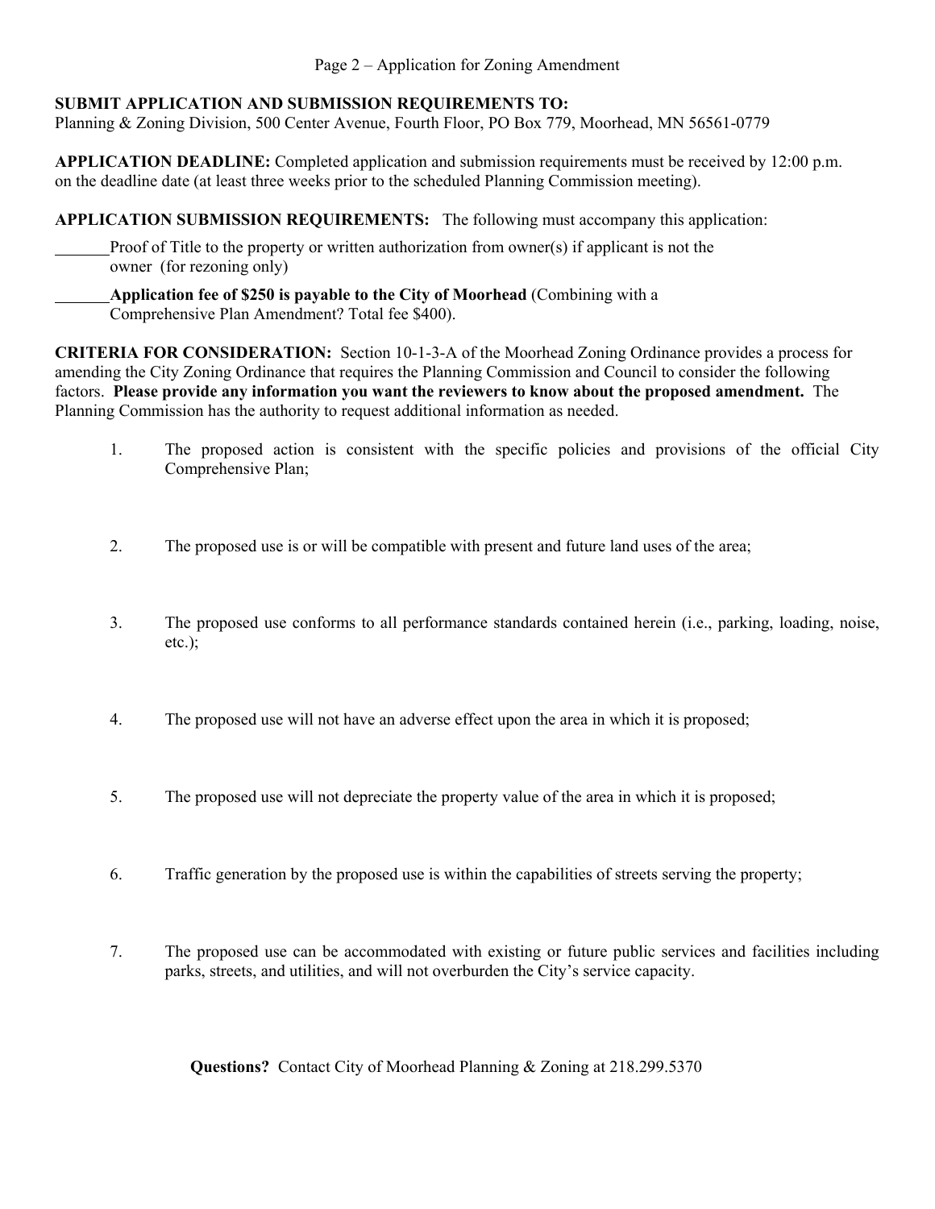**SUBMIT APPLICATION AND SUBMISSION REQUIREMENTS TO:**
Planning & Zoning Division, 500 Center Avenue, Fourth Floor, PO Box 779, Moorhead, MN 56561-0779

**APPLICATION DEADLINE:** Completed application and submission requirements must be received by 12:00 p.m. on the deadline date (at least three weeks prior to the scheduled Planning Commission meeting).

**APPLICATION SUBMISSION REQUIREMENTS:** The following must accompany this application:

______ Proof of Title to the property or written authorization from owner(s) if applicant is not the owner (for rezoning only)

______ **Application fee of $250 is payable to the City of Moorhead** (Combining with a Comprehensive Plan Amendment? Total fee $400).

**CRITERIA FOR CONSIDERATION:** Section 10-1-3-A of the Moorhead Zoning Ordinance provides a process for amending the City Zoning Ordinance that requires the Planning Commission and Council to consider the following factors. **Please provide any information you want the reviewers to know about the proposed amendment.** The Planning Commission has the authority to request additional information as needed.

1. The proposed action is consistent with the specific policies and provisions of the official City Comprehensive Plan;

2. The proposed use is or will be compatible with present and future land uses of the area;

3. The proposed use conforms to all performance standards contained herein (i.e., parking, loading, noise, etc.);

4. The proposed use will not have an adverse effect upon the area in which it is proposed;

5. The proposed use will not depreciate the property value of the area in which it is proposed;

6. Traffic generation by the proposed use is within the capabilities of streets serving the property;

7. The proposed use can be accommodated with existing or future public services and facilities including parks, streets, and utilities, and will not overburden the City's service capacity.

**Questions?** Contact City of Moorhead Planning & Zoning at 218.299.5370